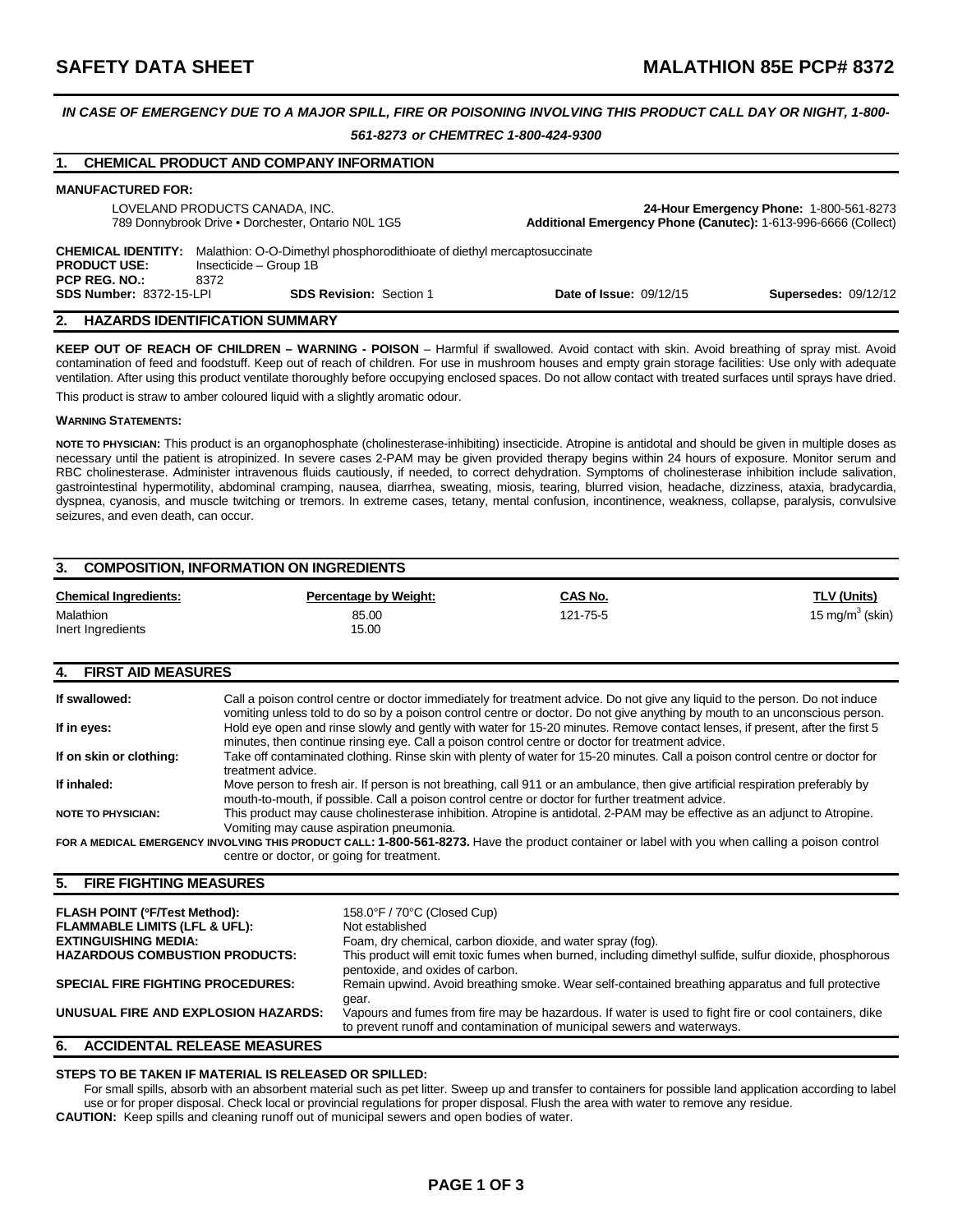# SAFETY DATA SHEET — MALATHION 85E PCP# 8372

***IN CASE OF EMERGENCY DUE TO A MAJOR SPILL, FIRE OR POISONING INVOLVING THIS PRODUCT CALL DAY OR NIGHT, 1-800-561-8273 or CHEMTREC 1-800-424-9300***

## 1. CHEMICAL PRODUCT AND COMPANY INFORMATION

**MANUFACTURED FOR:**

LOVELAND PRODUCTS CANADA, INC.
789 Donnybrook Drive • Dorchester, Ontario N0L 1G5

**24-Hour Emergency Phone:** 1-800-561-8273
**Additional Emergency Phone (Canutec):** 1-613-996-6666 (Collect)

**CHEMICAL IDENTITY:** Malathion: O-O-Dimethyl phosphorodithioate of diethyl mercaptosuccinate
**PRODUCT USE:** Insecticide – Group 1B
**PCP REG. NO.:** 8372
**SDS Number:** 8372-15-LPI **SDS Revision:** Section 1 **Date of Issue:** 09/12/15 **Supersedes:** 09/12/12

## 2. HAZARDS IDENTIFICATION SUMMARY

**KEEP OUT OF REACH OF CHILDREN – WARNING - POISON** – Harmful if swallowed. Avoid contact with skin. Avoid breathing of spray mist. Avoid contamination of feed and foodstuff. Keep out of reach of children. For use in mushroom houses and empty grain storage facilities: Use only with adequate ventilation. After using this product ventilate thoroughly before occupying enclosed spaces. Do not allow contact with treated surfaces until sprays have dried.

This product is straw to amber coloured liquid with a slightly aromatic odour.

**WARNING STATEMENTS:**

**NOTE TO PHYSICIAN:** This product is an organophosphate (cholinesterase-inhibiting) insecticide. Atropine is antidotal and should be given in multiple doses as necessary until the patient is atropinized. In severe cases 2-PAM may be given provided therapy begins within 24 hours of exposure. Monitor serum and RBC cholinesterase. Administer intravenous fluids cautiously, if needed, to correct dehydration. Symptoms of cholinesterase inhibition include salivation, gastrointestinal hypermotility, abdominal cramping, nausea, diarrhea, sweating, miosis, tearing, blurred vision, headache, dizziness, ataxia, bradycardia, dyspnea, cyanosis, and muscle twitching or tremors. In extreme cases, tetany, mental confusion, incontinence, weakness, collapse, paralysis, convulsive seizures, and even death, can occur.

## 3. COMPOSITION, INFORMATION ON INGREDIENTS

| Chemical Ingredients: | Percentage by Weight: | CAS No. | TLV (Units) |
|---|---|---|---|
| Malathion | 85.00 | 121-75-5 | 15 mg/m$^3$ (skin) |
| Inert Ingredients | 15.00 | | |

## 4. FIRST AID MEASURES

**If swallowed:** Call a poison control centre or doctor immediately for treatment advice. Do not give any liquid to the person. Do not induce vomiting unless told to do so by a poison control centre or doctor. Do not give anything by mouth to an unconscious person.

**If in eyes:** Hold eye open and rinse slowly and gently with water for 15-20 minutes. Remove contact lenses, if present, after the first 5 minutes, then continue rinsing eye. Call a poison control centre or doctor for treatment advice.

**If on skin or clothing:** Take off contaminated clothing. Rinse skin with plenty of water for 15-20 minutes. Call a poison control centre or doctor for treatment advice.

**If inhaled:** Move person to fresh air. If person is not breathing, call 911 or an ambulance, then give artificial respiration preferably by mouth-to-mouth, if possible. Call a poison control centre or doctor for further treatment advice.

**NOTE TO PHYSICIAN:** This product may cause cholinesterase inhibition. Atropine is antidotal. 2-PAM may be effective as an adjunct to Atropine. Vomiting may cause aspiration pneumonia.

**FOR A MEDICAL EMERGENCY INVOLVING THIS PRODUCT CALL: 1-800-561-8273.** Have the product container or label with you when calling a poison control centre or doctor, or going for treatment.

## 5. FIRE FIGHTING MEASURES

**FLASH POINT (°F/Test Method):** 158.0°F / 70°C (Closed Cup)
**FLAMMABLE LIMITS (LFL & UFL):** Not established
**EXTINGUISHING MEDIA:** Foam, dry chemical, carbon dioxide, and water spray (fog).
**HAZARDOUS COMBUSTION PRODUCTS:** This product will emit toxic fumes when burned, including dimethyl sulfide, sulfur dioxide, phosphorous pentoxide, and oxides of carbon.
**SPECIAL FIRE FIGHTING PROCEDURES:** Remain upwind. Avoid breathing smoke. Wear self-contained breathing apparatus and full protective gear.
**UNUSUAL FIRE AND EXPLOSION HAZARDS:** Vapours and fumes from fire may be hazardous. If water is used to fight fire or cool containers, dike to prevent runoff and contamination of municipal sewers and waterways.

## 6. ACCIDENTAL RELEASE MEASURES

**STEPS TO BE TAKEN IF MATERIAL IS RELEASED OR SPILLED:**

For small spills, absorb with an absorbent material such as pet litter. Sweep up and transfer to containers for possible land application according to label use or for proper disposal. Check local or provincial regulations for proper disposal. Flush the area with water to remove any residue.

**CAUTION:** Keep spills and cleaning runoff out of municipal sewers and open bodies of water.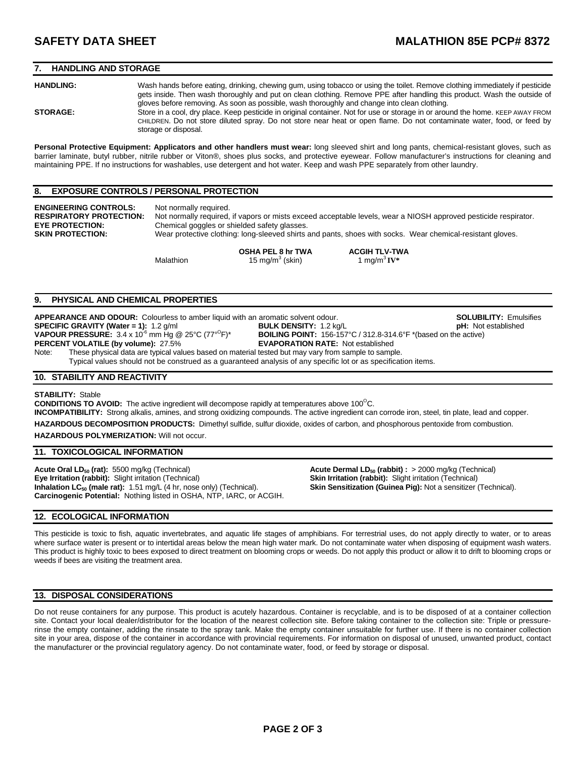## 7. HANDLING AND STORAGE

**HANDLING:** Wash hands before eating, drinking, chewing gum, using tobacco or using the toilet. Remove clothing immediately if pesticide gets inside. Then wash thoroughly and put on clean clothing. Remove PPE after handling this product. Wash the outside of gloves before removing. As soon as possible, wash thoroughly and change into clean clothing.

**STORAGE:** Store in a cool, dry place. Keep pesticide in original container. Not for use or storage in or around the home. KEEP AWAY FROM CHILDREN. Do not store diluted spray. Do not store near heat or open flame. Do not contaminate water, food, or feed by storage or disposal.

**Personal Protective Equipment: Applicators and other handlers must wear:** long sleeved shirt and long pants, chemical-resistant gloves, such as barrier laminate, butyl rubber, nitrile rubber or Viton®, shoes plus socks, and protective eyewear. Follow manufacturer's instructions for cleaning and maintaining PPE. If no instructions for washables, use detergent and hot water. Keep and wash PPE separately from other laundry.

## 8. EXPOSURE CONTROLS / PERSONAL PROTECTION

**ENGINEERING CONTROLS:** Not normally required.
**RESPIRATORY PROTECTION:** Not normally required, if vapors or mists exceed acceptable levels, wear a NIOSH approved pesticide respirator.
**EYE PROTECTION:** Chemical goggles or shielded safety glasses.
**SKIN PROTECTION:** Wear protective clothing: long-sleeved shirts and pants, shoes with socks. Wear chemical-resistant gloves.

| | OSHA PEL 8 hr TWA | ACGIH TLV-TWA |
|---|---|---|
| Malathion | 15 $mg/m^3$ (skin) | 1 $mg/m^3$ **IV*** |

## 9. PHYSICAL AND CHEMICAL PROPERTIES

**APPEARANCE AND ODOUR:** Colourless to amber liquid with an aromatic solvent odour.
**SOLUBILITY:** Emulsifies
**SPECIFIC GRAVITY (Water = 1):** 1.2 g/ml
**BULK DENSITY:** 1.2 kg/L
**pH:** Not established
**VAPOUR PRESSURE:** $3.4 \times 10^{-6}$ mm Hg @ 25°C (77°F)*
**BOILING POINT:** 156-157°C / 312.8-314.6°F *(based on the active)
**PERCENT VOLATILE (by volume):** 27.5%
**EVAPORATION RATE:** Not established

Note: These physical data are typical values based on material tested but may vary from sample to sample. Typical values should not be construed as a guaranteed analysis of any specific lot or as specification items.

## 10. STABILITY AND REACTIVITY

**STABILITY:** Stable
**CONDITIONS TO AVOID:** The active ingredient will decompose rapidly at temperatures above 100°C.
**INCOMPATIBILITY:** Strong alkalis, amines, and strong oxidizing compounds. The active ingredient can corrode iron, steel, tin plate, lead and copper.
**HAZARDOUS DECOMPOSITION PRODUCTS:** Dimethyl sulfide, sulfur dioxide, oxides of carbon, and phosphorous pentoxide from combustion.
**HAZARDOUS POLYMERIZATION:** Will not occur.

## 11. TOXICOLOGICAL INFORMATION

**Acute Oral $LD_{50}$ (rat):** 5500 mg/kg (Technical)
**Acute Dermal $LD_{50}$ (rabbit) :** > 2000 mg/kg (Technical)
**Eye Irritation (rabbit):** Slight irritation (Technical)
**Skin Irritation (rabbit):** Slight irritation (Technical)
**Inhalation $LC_{50}$ (male rat):** 1.51 mg/L (4 hr, nose only) (Technical).
**Skin Sensitization (Guinea Pig):** Not a sensitizer (Technical).
**Carcinogenic Potential:** Nothing listed in OSHA, NTP, IARC, or ACGIH.

## 12. ECOLOGICAL INFORMATION

This pesticide is toxic to fish, aquatic invertebrates, and aquatic life stages of amphibians. For terrestrial uses, do not apply directly to water, or to areas where surface water is present or to intertidal areas below the mean high water mark. Do not contaminate water when disposing of equipment wash waters. This product is highly toxic to bees exposed to direct treatment on blooming crops or weeds. Do not apply this product or allow it to drift to blooming crops or weeds if bees are visiting the treatment area.

## 13. DISPOSAL CONSIDERATIONS

Do not reuse containers for any purpose. This product is acutely hazardous. Container is recyclable, and is to be disposed of at a container collection site. Contact your local dealer/distributor for the location of the nearest collection site. Before taking container to the collection site: Triple or pressure-rinse the empty container, adding the rinsate to the spray tank. Make the empty container unsuitable for further use. If there is no container collection site in your area, dispose of the container in accordance with provincial requirements. For information on disposal of unused, unwanted product, contact the manufacturer or the provincial regulatory agency. Do not contaminate water, food, or feed by storage or disposal.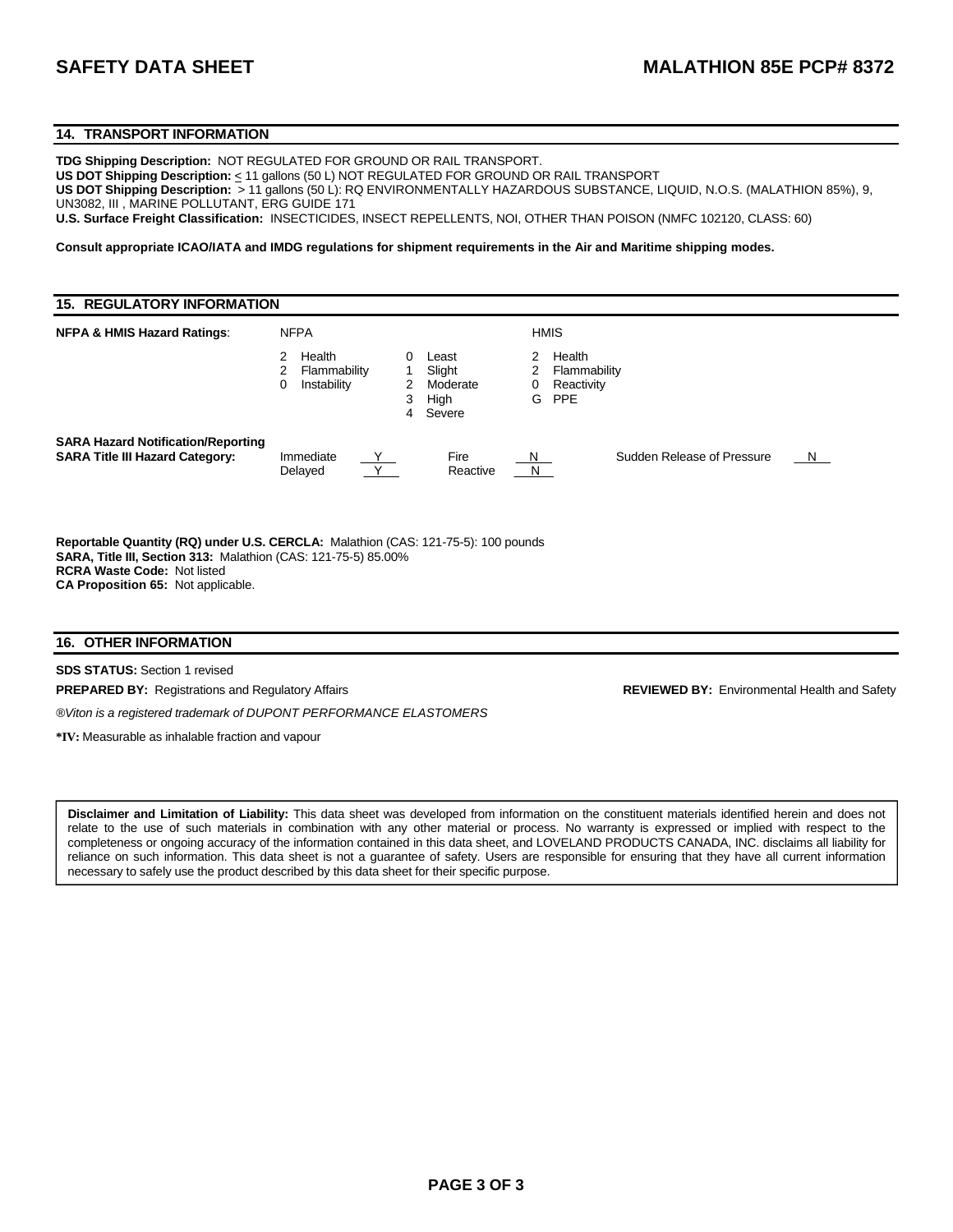## 14. TRANSPORT INFORMATION

**TDG Shipping Description:** NOT REGULATED FOR GROUND OR RAIL TRANSPORT.
**US DOT Shipping Description:** ≤ 11 gallons (50 L) NOT REGULATED FOR GROUND OR RAIL TRANSPORT
**US DOT Shipping Description:** > 11 gallons (50 L): RQ ENVIRONMENTALLY HAZARDOUS SUBSTANCE, LIQUID, N.O.S. (MALATHION 85%), 9, UN3082, III , MARINE POLLUTANT, ERG GUIDE 171
**U.S. Surface Freight Classification:** INSECTICIDES, INSECT REPELLENTS, NOI, OTHER THAN POISON (NMFC 102120, CLASS: 60)

**Consult appropriate ICAO/IATA and IMDG regulations for shipment requirements in the Air and Maritime shipping modes.**

## 15. REGULATORY INFORMATION

**NFPA & HMIS Hazard Ratings:**

| NFPA | | | | HMIS | |
|---|---|---|---|---|---|
| 2 | Health | 0 | Least | 2 | Health |
| 2 | Flammability | 1 | Slight | 2 | Flammability |
| 0 | Instability | 2 | Moderate | 0 | Reactivity |
| | | 3 | High | G | PPE |
| | | 4 | Severe | | |

**SARA Hazard Notification/Reporting**
**SARA Title III Hazard Category:**

| | | | | | |
|---|---|---|---|---|---|
| Immediate | Y | Fire | N | Sudden Release of Pressure | N |
| Delayed | Y | Reactive | N | | |

**Reportable Quantity (RQ) under U.S. CERCLA:** Malathion (CAS: 121-75-5): 100 pounds
**SARA, Title III, Section 313:** Malathion (CAS: 121-75-5) 85.00%
**RCRA Waste Code:** Not listed
**CA Proposition 65:** Not applicable.

## 16. OTHER INFORMATION

**SDS STATUS:** Section 1 revised

**PREPARED BY:** Registrations and Regulatory Affairs **REVIEWED BY:** Environmental Health and Safety

*®Viton is a registered trademark of DUPONT PERFORMANCE ELASTOMERS*

***IV:** Measurable as inhalable fraction and vapour

**Disclaimer and Limitation of Liability:** This data sheet was developed from information on the constituent materials identified herein and does not relate to the use of such materials in combination with any other material or process. No warranty is expressed or implied with respect to the completeness or ongoing accuracy of the information contained in this data sheet, and LOVELAND PRODUCTS CANADA, INC. disclaims all liability for reliance on such information. This data sheet is not a guarantee of safety. Users are responsible for ensuring that they have all current information necessary to safely use the product described by this data sheet for their specific purpose.